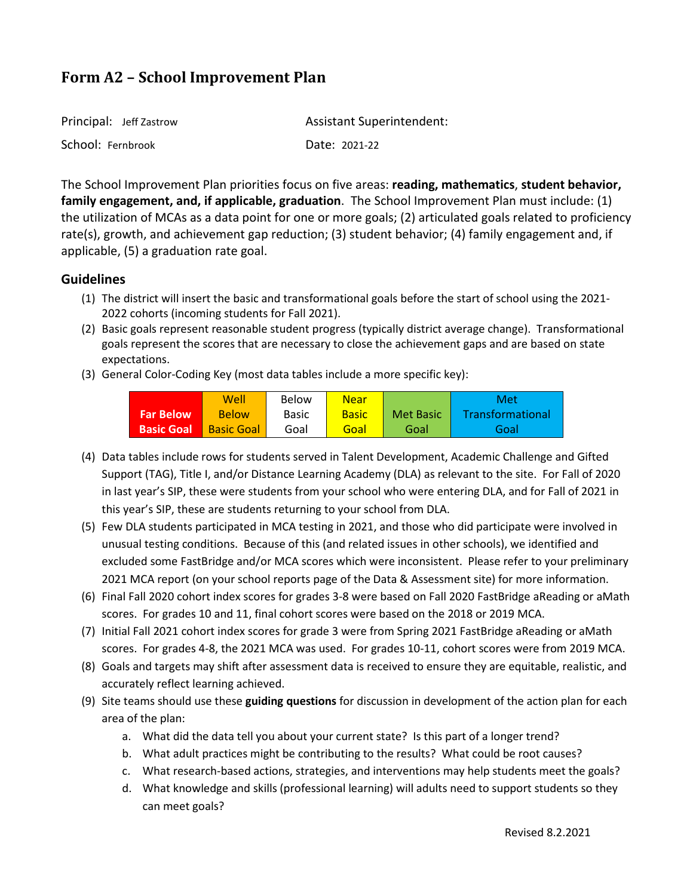# Form A2 – School Improvement Plan

| | |
|---|---|
| Principal: Jeff Zastrow | Assistant Superintendent: |
| School: Fernbrook | Date: 2021-22 |

The School Improvement Plan priorities focus on five areas: **reading, mathematics**, **student behavior, family engagement, and, if applicable, graduation**. The School Improvement Plan must include: (1) the utilization of MCAs as a data point for one or more goals; (2) articulated goals related to proficiency rate(s), growth, and achievement gap reduction; (3) student behavior; (4) family engagement and, if applicable, (5) a graduation rate goal.

## Guidelines

(1) The district will insert the basic and transformational goals before the start of school using the 2021-2022 cohorts (incoming students for Fall 2021).

(2) Basic goals represent reasonable student progress (typically district average change). Transformational goals represent the scores that are necessary to close the achievement gaps and are based on state expectations.

(3) General Color-Coding Key (most data tables include a more specific key):

| Far Below Basic Goal | Well Below Basic Goal | Below Basic Goal | Near Basic Goal | Met Basic Goal | Met Transformational Goal |
|---|---|---|---|---|---|

(4) Data tables include rows for students served in Talent Development, Academic Challenge and Gifted Support (TAG), Title I, and/or Distance Learning Academy (DLA) as relevant to the site. For Fall of 2020 in last year's SIP, these were students from your school who were entering DLA, and for Fall of 2021 in this year's SIP, these are students returning to your school from DLA.

(5) Few DLA students participated in MCA testing in 2021, and those who did participate were involved in unusual testing conditions. Because of this (and related issues in other schools), we identified and excluded some FastBridge and/or MCA scores which were inconsistent. Please refer to your preliminary 2021 MCA report (on your school reports page of the Data & Assessment site) for more information.

(6) Final Fall 2020 cohort index scores for grades 3-8 were based on Fall 2020 FastBridge aReading or aMath scores. For grades 10 and 11, final cohort scores were based on the 2018 or 2019 MCA.

(7) Initial Fall 2021 cohort index scores for grade 3 were from Spring 2021 FastBridge aReading or aMath scores. For grades 4-8, the 2021 MCA was used. For grades 10-11, cohort scores were from 2019 MCA.

(8) Goals and targets may shift after assessment data is received to ensure they are equitable, realistic, and accurately reflect learning achieved.

(9) Site teams should use these **guiding questions** for discussion in development of the action plan for each area of the plan:

   a. What did the data tell you about your current state? Is this part of a longer trend?

   b. What adult practices might be contributing to the results? What could be root causes?

   c. What research-based actions, strategies, and interventions may help students meet the goals?

   d. What knowledge and skills (professional learning) will adults need to support students so they can meet goals?

Revised 8.2.2021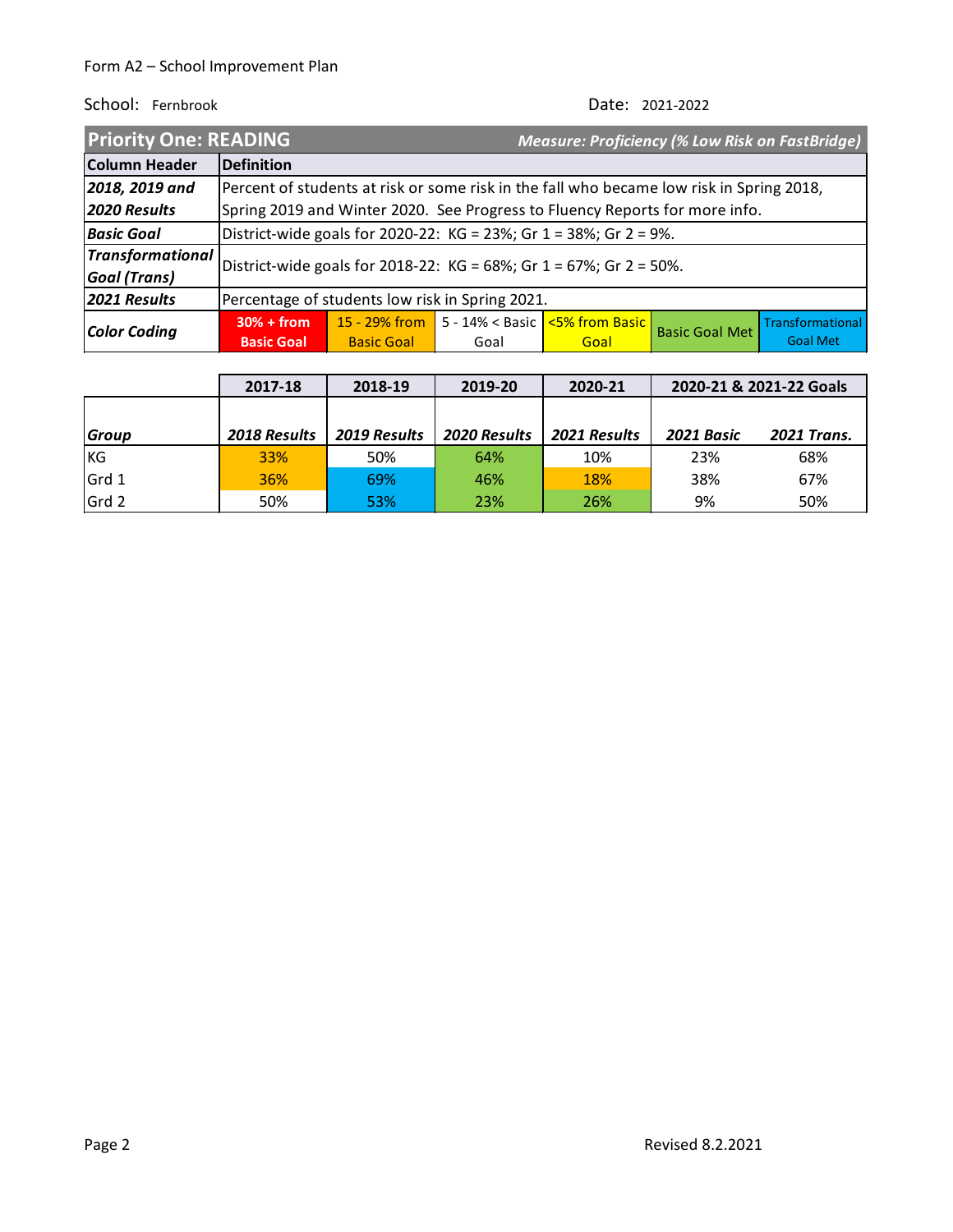Form A2 – School Improvement Plan

School: Fernbrook

Date: 2021-2022

| **Priority One: READING** | | | | | | *Measure: Proficiency (% Low Risk on FastBridge)* |
|---|---|---|---|---|---|---|
| **Column Header** | **Definition** | | | | | |
| ***2018, 2019 and 2020 Results*** | Percent of students at risk or some risk in the fall who became low risk in Spring 2018, Spring 2019 and Winter 2020. See Progress to Fluency Reports for more info. | | | | | |
| ***Basic Goal*** | District-wide goals for 2020-22: KG = 23%; Gr 1 = 38%; Gr 2 = 9%. | | | | | |
| ***Transformational Goal (Trans)*** | District-wide goals for 2018-22: KG = 68%; Gr 1 = 67%; Gr 2 = 50%. | | | | | |
| ***2021 Results*** | Percentage of students low risk in Spring 2021. | | | | | |
| ***Color Coding*** | 30% + from Basic Goal | 15 - 29% from Basic Goal | 5 - 14% < Basic Goal | <5% from Basic Goal | Basic Goal Met | Transformational Goal Met |

| | 2017-18 | 2018-19 | 2019-20 | 2020-21 | 2020-21 & 2021-22 Goals | |
|---|---|---|---|---|---|---|
| ***Group*** | ***2018 Results*** | ***2019 Results*** | ***2020 Results*** | ***2021 Results*** | ***2021 Basic*** | ***2021 Trans.*** |
| KG | 33% | 50% | 64% | 10% | 23% | 68% |
| Grd 1 | 36% | 69% | 46% | 18% | 38% | 67% |
| Grd 2 | 50% | 53% | 23% | 26% | 9% | 50% |

Revised 8.2.2021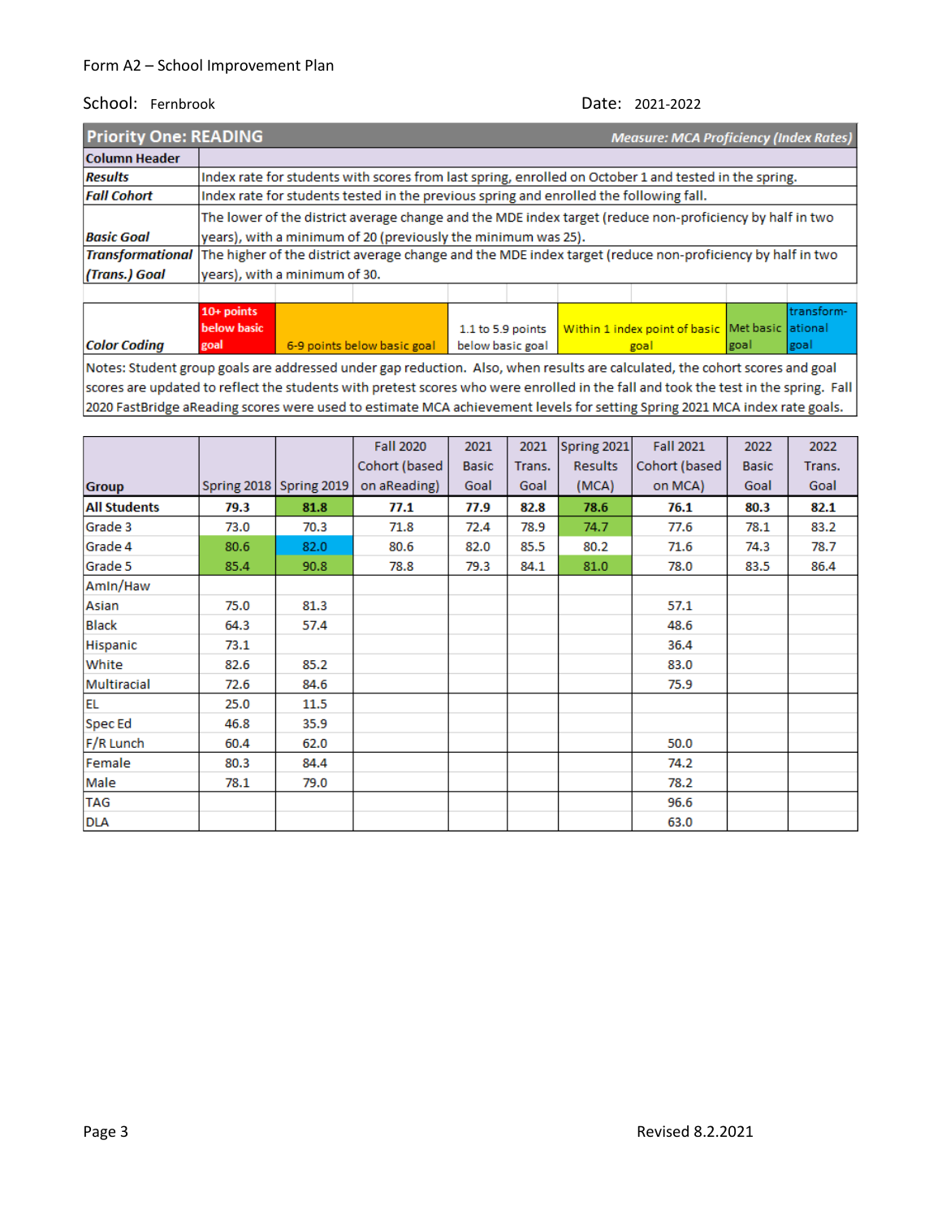Form A2 – School Improvement Plan

School: Fernbrook Date: 2021-2022

| **Priority One: READING** | *Measure: MCA Proficiency (Index Rates)* |
|---|---|
| **Column Header** | |
| ***Results*** | Index rate for students with scores from last spring, enrolled on October 1 and tested in the spring. |
| ***Fall Cohort*** | Index rate for students tested in the previous spring and enrolled the following fall. |
| ***Basic Goal*** | The lower of the district average change and the MDE index target (reduce non-proficiency by half in two years), with a minimum of 20 (previously the minimum was 25). |
| ***Transformational (Trans.) Goal*** | The higher of the district average change and the MDE index target (reduce non-proficiency by half in two years), with a minimum of 30. |

| ***Color Coding*** | 10+ points below basic goal | 6-9 points below basic goal | 1.1 to 5.9 points below basic goal | Within 1 index point of basic goal | Met basic goal | transformational goal |
|---|---|---|---|---|---|---|

Notes: Student group goals are addressed under gap reduction. Also, when results are calculated, the cohort scores and goal scores are updated to reflect the students with pretest scores who were enrolled in the fall and took the test in the spring. Fall 2020 FastBridge aReading scores were used to estimate MCA achievement levels for setting Spring 2021 MCA index rate goals.

| Group | Spring 2018 | Spring 2019 | Fall 2020 Cohort (based on aReading) | 2021 Basic Goal | 2021 Trans. Goal | Spring 2021 Results (MCA) | Fall 2021 Cohort (based on MCA) | 2022 Basic Goal | 2022 Trans. Goal |
|---|---|---|---|---|---|---|---|---|---|
| **All Students** | **79.3** | **81.8** | **77.1** | **77.9** | **82.8** | **78.6** | **76.1** | **80.3** | **82.1** |
| Grade 3 | 73.0 | 70.3 | 71.8 | 72.4 | 78.9 | 74.7 | 77.6 | 78.1 | 83.2 |
| Grade 4 | 80.6 | 82.0 | 80.6 | 82.0 | 85.5 | 80.2 | 71.6 | 74.3 | 78.7 |
| Grade 5 | 85.4 | 90.8 | 78.8 | 79.3 | 84.1 | 81.0 | 78.0 | 83.5 | 86.4 |
| AmIn/Haw | | | | | | | | | |
| Asian | 75.0 | 81.3 | | | | | 57.1 | | |
| Black | 64.3 | 57.4 | | | | | 48.6 | | |
| Hispanic | 73.1 | | | | | | 36.4 | | |
| White | 82.6 | 85.2 | | | | | 83.0 | | |
| Multiracial | 72.6 | 84.6 | | | | | 75.9 | | |
| EL | 25.0 | 11.5 | | | | | | | |
| Spec Ed | 46.8 | 35.9 | | | | | | | |
| F/R Lunch | 60.4 | 62.0 | | | | | 50.0 | | |
| Female | 80.3 | 84.4 | | | | | 74.2 | | |
| Male | 78.1 | 79.0 | | | | | 78.2 | | |
| TAG | | | | | | | 96.6 | | |
| DLA | | | | | | | 63.0 | | |

Revised 8.2.2021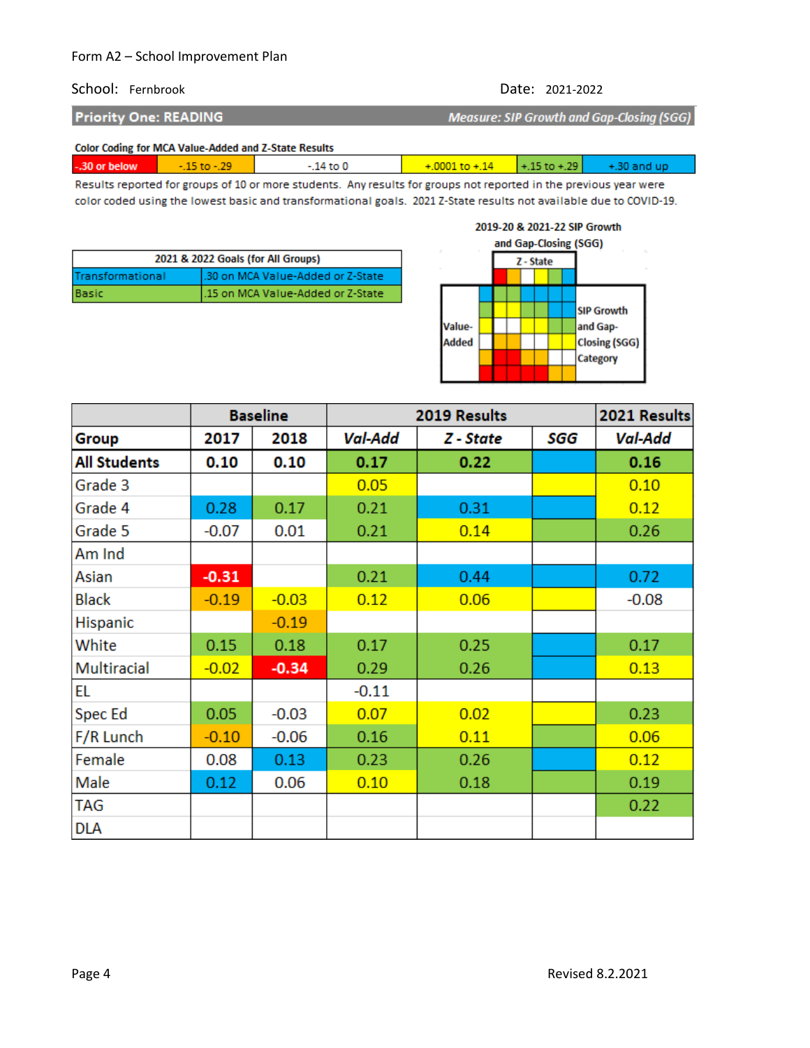Form A2 – School Improvement Plan

School: Fernbrook

Date: 2021-2022

## Priority One: READING

*Measure: SIP Growth and Gap-Closing (SGG)*

**Color Coding for MCA Value-Added and Z-State Results**

| | | | | | |
|---|---|---|---|---|---|
| -.30 or below | -.15 to -.29 | -.14 to 0 | +.0001 to +.14 | +.15 to +.29 | +.30 and up |

Results reported for groups of 10 or more students. Any results for groups not reported in the previous year were color coded using the lowest basic and transformational goals. 2021 Z-State results not available due to COVID-19.

| 2021 & 2022 Goals (for All Groups) | |
|---|---|
| Transformational | .30 on MCA Value-Added or Z-State |
| Basic | .15 on MCA Value-Added or Z-State |

2019-20 & 2021-22 SIP Growth and Gap-Closing (SGG)

Z - State

Value-Added

SIP Growth and Gap-Closing (SGG) Category

| | Baseline | | 2019 Results | | | 2021 Results |
|---|---|---|---|---|---|---|
| **Group** | **2017** | **2018** | ***Val-Add*** | ***Z - State*** | ***SGG*** | ***Val-Add*** |
| **All Students** | **0.10** | **0.10** | **0.17** | **0.22** | | **0.16** |
| Grade 3 | | | 0.05 | | | 0.10 |
| Grade 4 | 0.28 | 0.17 | 0.21 | 0.31 | | 0.12 |
| Grade 5 | -0.07 | 0.01 | 0.21 | 0.14 | | 0.26 |
| Am Ind | | | | | | |
| Asian | -0.31 | | 0.21 | 0.44 | | 0.72 |
| Black | -0.19 | -0.03 | 0.12 | 0.06 | | -0.08 |
| Hispanic | | -0.19 | | | | |
| White | 0.15 | 0.18 | 0.17 | 0.25 | | 0.17 |
| Multiracial | -0.02 | -0.34 | 0.29 | 0.26 | | 0.13 |
| EL | | | -0.11 | | | |
| Spec Ed | 0.05 | -0.03 | 0.07 | 0.02 | | 0.23 |
| F/R Lunch | -0.10 | -0.06 | 0.16 | 0.11 | | 0.06 |
| Female | 0.08 | 0.13 | 0.23 | 0.26 | | 0.12 |
| Male | 0.12 | 0.06 | 0.10 | 0.18 | | 0.19 |
| TAG | | | | | | 0.22 |
| DLA | | | | | | |

Revised 8.2.2021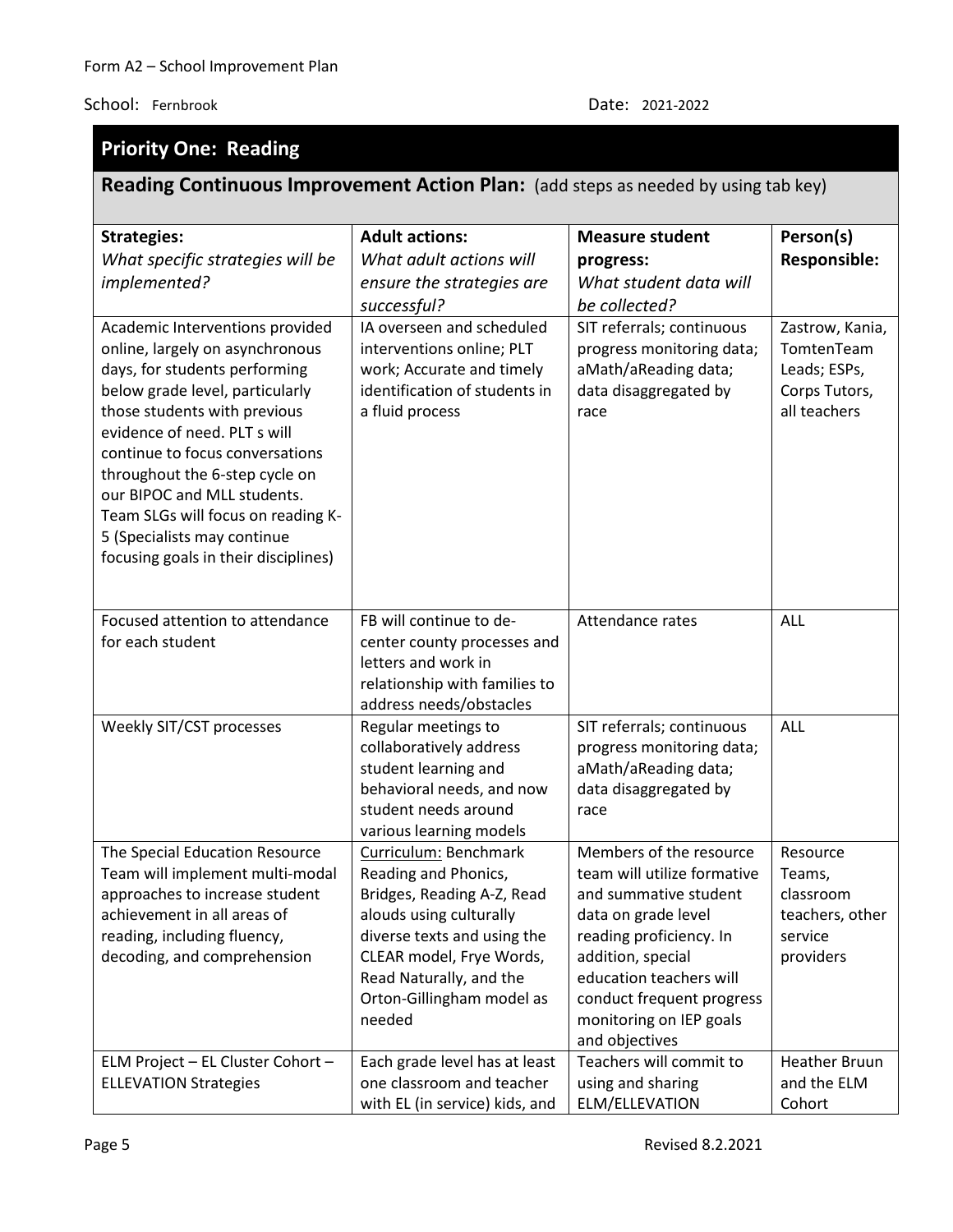Form A2 – School Improvement Plan

School: Fernbrook Date: 2021-2022

## Priority One: Reading

### Reading Continuous Improvement Action Plan: (add steps as needed by using tab key)

| **Strategies:** *What specific strategies will be implemented?* | **Adult actions:** *What adult actions will ensure the strategies are successful?* | **Measure student progress:** *What student data will be collected?* | **Person(s) Responsible:** |
|---|---|---|---|
| Academic Interventions provided online, largely on asynchronous days, for students performing below grade level, particularly those students with previous evidence of need. PLT s will continue to focus conversations throughout the 6-step cycle on our BIPOC and MLL students. Team SLGs will focus on reading K-5 (Specialists may continue focusing goals in their disciplines) | IA overseen and scheduled interventions online; PLT work; Accurate and timely identification of students in a fluid process | SIT referrals; continuous progress monitoring data; aMath/aReading data; data disaggregated by race | Zastrow, Kania, TomtenTeam Leads; ESPs, Corps Tutors, all teachers |
| Focused attention to attendance for each student | FB will continue to de-center county processes and letters and work in relationship with families to address needs/obstacles | Attendance rates | ALL |
| Weekly SIT/CST processes | Regular meetings to collaboratively address student learning and behavioral needs, and now student needs around various learning models | SIT referrals; continuous progress monitoring data; aMath/aReading data; data disaggregated by race | ALL |
| The Special Education Resource Team will implement multi-modal approaches to increase student achievement in all areas of reading, including fluency, decoding, and comprehension | Curriculum: Benchmark Reading and Phonics, Bridges, Reading A-Z, Read alouds using culturally diverse texts and using the CLEAR model, Frye Words, Read Naturally, and the Orton-Gillingham model as needed | Members of the resource team will utilize formative and summative student data on grade level reading proficiency. In addition, special education teachers will conduct frequent progress monitoring on IEP goals and objectives | Resource Teams, classroom teachers, other service providers |
| ELM Project – EL Cluster Cohort – ELLEVATION Strategies | Each grade level has at least one classroom and teacher with EL (in service) kids, and | Teachers will commit to using and sharing ELM/ELLEVATION | Heather Bruun and the ELM Cohort |

Revised 8.2.2021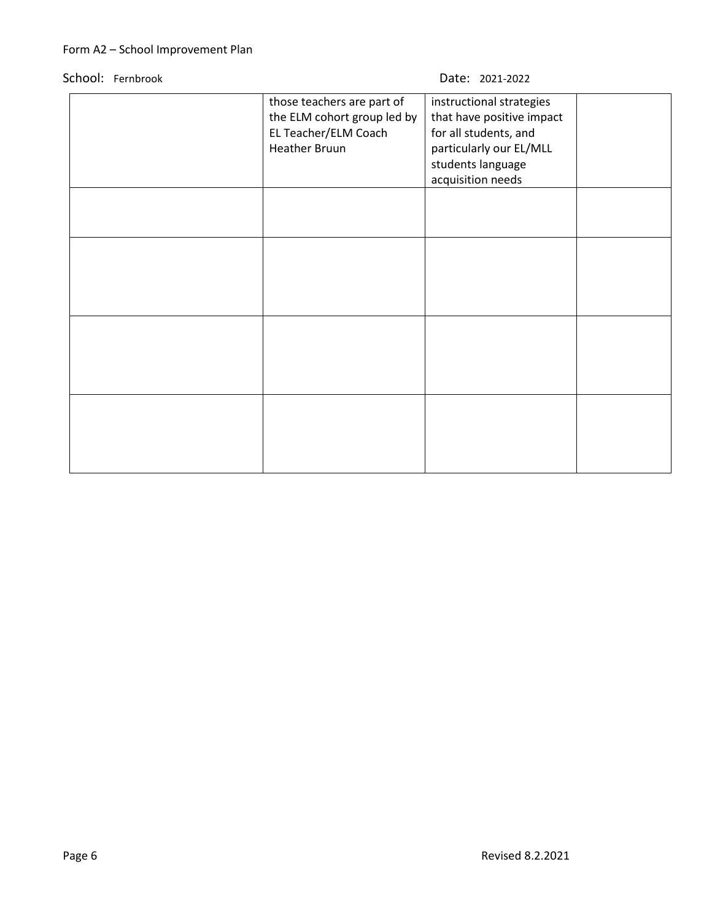Form A2 – School Improvement Plan

School: Fernbrook

Date: 2021-2022

| | | | |
|---|---|---|---|
| | those teachers are part of the ELM cohort group led by EL Teacher/ELM Coach Heather Bruun | instructional strategies that have positive impact for all students, and particularly our EL/MLL students language acquisition needs | |
| | | | |
| | | | |
| | | | |
| | | | |

Revised 8.2.2021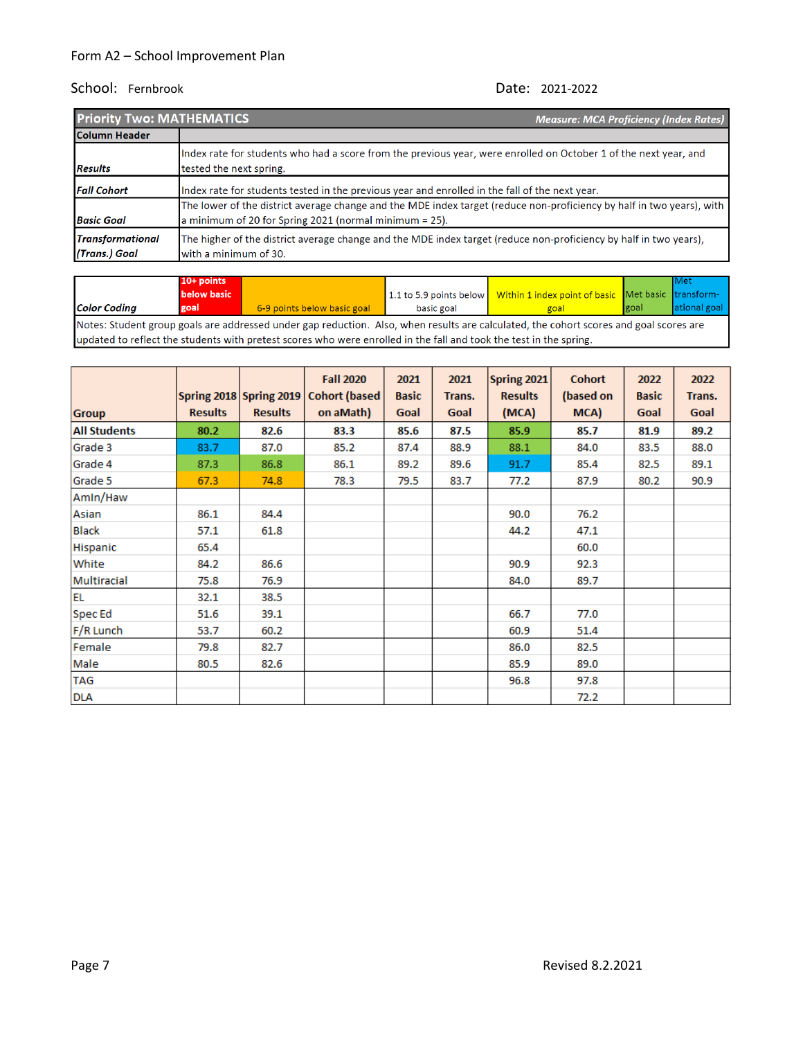Form A2 – School Improvement Plan

School: Fernbrook Date: 2021-2022

| Priority Two: MATHEMATICS | Measure: MCA Proficiency (Index Rates) |
|---|---|
| Column Header | |
| *Results* | Index rate for students who had a score from the previous year, were enrolled on October 1 of the next year, and tested the next spring. |
| *Fall Cohort* | Index rate for students tested in the previous year and enrolled in the fall of the next year. |
| *Basic Goal* | The lower of the district average change and the MDE index target (reduce non-proficiency by half in two years), with a minimum of 20 for Spring 2021 (normal minimum = 25). |
| *Transformational (Trans.) Goal* | The higher of the district average change and the MDE index target (reduce non-proficiency by half in two years), with a minimum of 30. |

| *Color Coding* | 10+ points below basic goal | 6-9 points below basic goal | 1.1 to 5.9 points below basic goal | Within 1 index point of basic goal | Met basic goal | Met transform-ational goal |
|---|---|---|---|---|---|---|

Notes: Student group goals are addressed under gap reduction. Also, when results are calculated, the cohort scores and goal scores are updated to reflect the students with pretest scores who were enrolled in the fall and took the test in the spring.

| Group | Spring 2018 Results | Spring 2019 Results | Fall 2020 Cohort (based on aMath) | 2021 Basic Goal | 2021 Trans. Goal | Spring 2021 Results (MCA) | Cohort (based on MCA) | 2022 Basic Goal | 2022 Trans. Goal |
|---|---|---|---|---|---|---|---|---|---|
| **All Students** | **80.2** | **82.6** | **83.3** | **85.6** | **87.5** | **85.9** | **85.7** | **81.9** | **89.2** |
| Grade 3 | 83.7 | 87.0 | 85.2 | 87.4 | 88.9 | 88.1 | 84.0 | 83.5 | 88.0 |
| Grade 4 | 87.3 | 86.8 | 86.1 | 89.2 | 89.6 | 91.7 | 85.4 | 82.5 | 89.1 |
| Grade 5 | 67.3 | 74.8 | 78.3 | 79.5 | 83.7 | 77.2 | 87.9 | 80.2 | 90.9 |
| AmIn/Haw | | | | | | | | | |
| Asian | 86.1 | 84.4 | | | | 90.0 | 76.2 | | |
| Black | 57.1 | 61.8 | | | | 44.2 | 47.1 | | |
| Hispanic | 65.4 | | | | | | 60.0 | | |
| White | 84.2 | 86.6 | | | | 90.9 | 92.3 | | |
| Multiracial | 75.8 | 76.9 | | | | 84.0 | 89.7 | | |
| EL | 32.1 | 38.5 | | | | | | | |
| Spec Ed | 51.6 | 39.1 | | | | 66.7 | 77.0 | | |
| F/R Lunch | 53.7 | 60.2 | | | | 60.9 | 51.4 | | |
| Female | 79.8 | 82.7 | | | | 86.0 | 82.5 | | |
| Male | 80.5 | 82.6 | | | | 85.9 | 89.0 | | |
| TAG | | | | | | 96.8 | 97.8 | | |
| DLA | | | | | | | 72.2 | | |

Revised 8.2.2021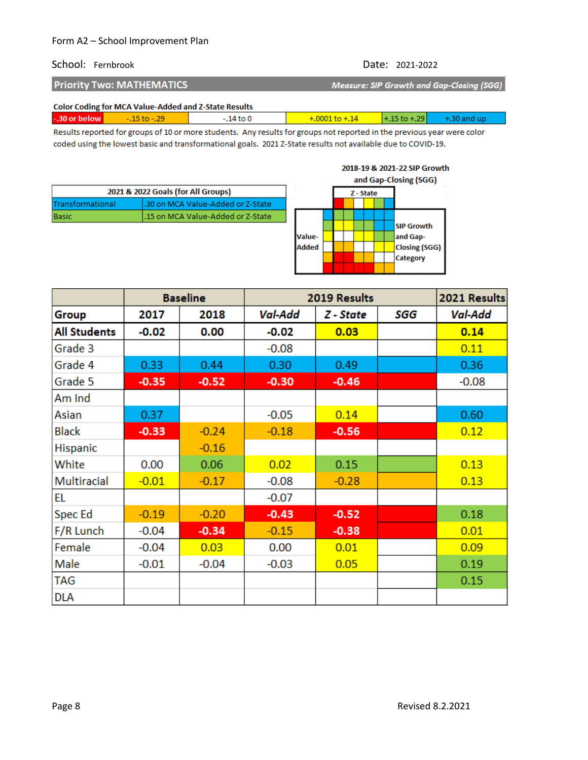Form A2 – School Improvement Plan

School: Fernbrook

Date: 2021-2022

## Priority Two: MATHEMATICS

*Measure: SIP Growth and Gap-Closing (SGG)*

**Color Coding for MCA Value-Added and Z-State Results**

| | | | | | |
|---|---|---|---|---|---|
| -.30 or below | -.15 to -.29 | -.14 to 0 | +.0001 to +.14 | +.15 to +.29 | +.30 and up |

Results reported for groups of 10 or more students. Any results for groups not reported in the previous year were color coded using the lowest basic and transformational goals. 2021 Z-State results not available due to COVID-19.

| 2021 & 2022 Goals (for All Groups) | |
|---|---|
| Transformational | .30 on MCA Value-Added or Z-State |
| Basic | .15 on MCA Value-Added or Z-State |

2018-19 & 2021-22 SIP Growth and Gap-Closing (SGG)

Z - State

Value-Added

SIP Growth and Gap-Closing (SGG) Category

| | Baseline | | 2019 Results | | | 2021 Results |
|---|---|---|---|---|---|---|
| **Group** | **2017** | **2018** | ***Val-Add*** | ***Z - State*** | ***SGG*** | ***Val-Add*** |
| **All Students** | **-0.02** | **0.00** | **-0.02** | **0.03** | | **0.14** |
| Grade 3 | | | -0.08 | | | 0.11 |
| Grade 4 | 0.33 | 0.44 | 0.30 | 0.49 | | 0.36 |
| Grade 5 | -0.35 | -0.52 | -0.30 | -0.46 | | -0.08 |
| Am Ind | | | | | | |
| Asian | 0.37 | | -0.05 | 0.14 | | 0.60 |
| Black | -0.33 | -0.24 | -0.18 | -0.56 | | 0.12 |
| Hispanic | | -0.16 | | | | |
| White | 0.00 | 0.06 | 0.02 | 0.15 | | 0.13 |
| Multiracial | -0.01 | -0.17 | -0.08 | -0.28 | | 0.13 |
| EL | | | -0.07 | | | |
| Spec Ed | -0.19 | -0.20 | -0.43 | -0.52 | | 0.18 |
| F/R Lunch | -0.04 | -0.34 | -0.15 | -0.38 | | 0.01 |
| Female | -0.04 | 0.03 | 0.00 | 0.01 | | 0.09 |
| Male | -0.01 | -0.04 | -0.03 | 0.05 | | 0.19 |
| TAG | | | | | | 0.15 |
| DLA | | | | | | |

Revised 8.2.2021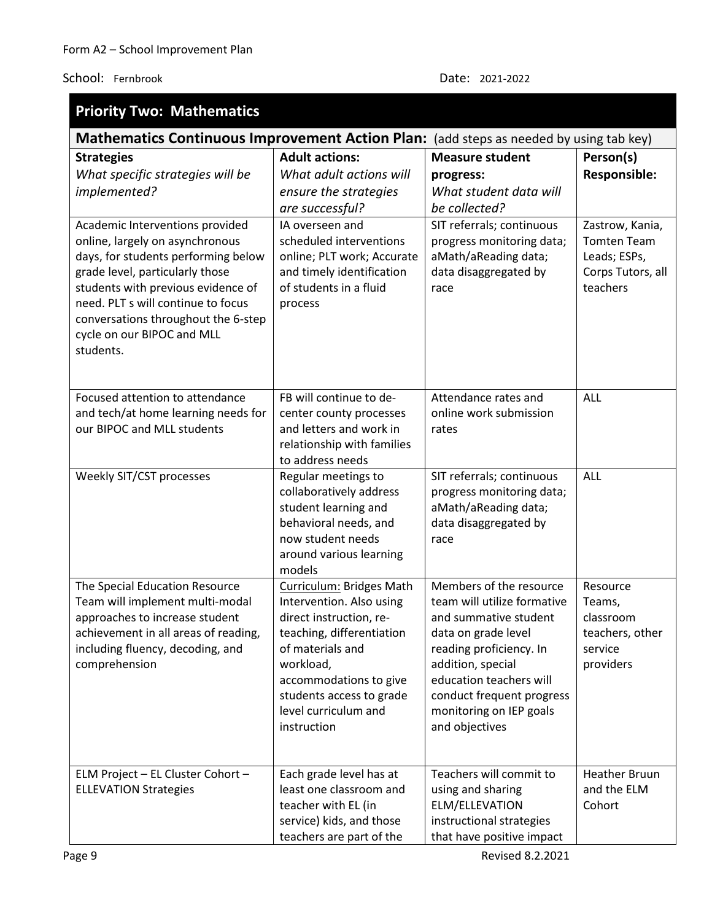Form A2 – School Improvement Plan

School: Fernbrook Date: 2021-2022

## Priority Two: Mathematics

### Mathematics Continuous Improvement Action Plan: (add steps as needed by using tab key)

| **Strategies** *What specific strategies will be implemented?* | **Adult actions:** *What adult actions will ensure the strategies are successful?* | **Measure student progress:** *What student data will be collected?* | **Person(s) Responsible:** |
|---|---|---|---|
| Academic Interventions provided online, largely on asynchronous days, for students performing below grade level, particularly those students with previous evidence of need. PLT s will continue to focus conversations throughout the 6-step cycle on our BIPOC and MLL students. | IA overseen and scheduled interventions online; PLT work; Accurate and timely identification of students in a fluid process | SIT referrals; continuous progress monitoring data; aMath/aReading data; data disaggregated by race | Zastrow, Kania, Tomten Team Leads; ESPs, Corps Tutors, all teachers |
| Focused attention to attendance and tech/at home learning needs for our BIPOC and MLL students | FB will continue to de-center county processes and letters and work in relationship with families to address needs | Attendance rates and online work submission rates | ALL |
| Weekly SIT/CST processes | Regular meetings to collaboratively address student learning and behavioral needs, and now student needs around various learning models | SIT referrals; continuous progress monitoring data; aMath/aReading data; data disaggregated by race | ALL |
| The Special Education Resource Team will implement multi-modal approaches to increase student achievement in all areas of reading, including fluency, decoding, and comprehension | Curriculum: Bridges Math Intervention. Also using direct instruction, re-teaching, differentiation of materials and workload, accommodations to give students access to grade level curriculum and instruction | Members of the resource team will utilize formative and summative student data on grade level reading proficiency. In addition, special education teachers will conduct frequent progress monitoring on IEP goals and objectives | Resource Teams, classroom teachers, other service providers |
| ELM Project – EL Cluster Cohort – ELLEVATION Strategies | Each grade level has at least one classroom and teacher with EL (in service) kids, and those teachers are part of the | Teachers will commit to using and sharing ELM/ELLEVATION instructional strategies that have positive impact | Heather Bruun and the ELM Cohort |

Revised 8.2.2021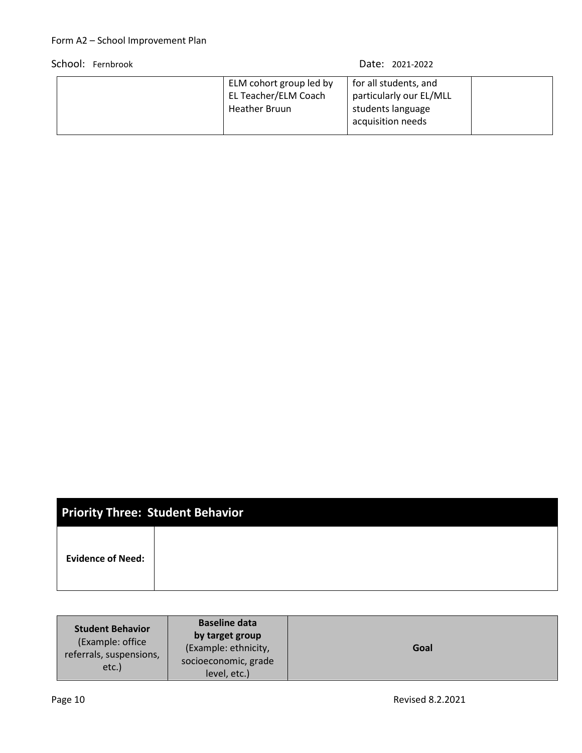| | | | |
|---|---|---|---|
| | ELM cohort group led by EL Teacher/ELM Coach Heather Bruun | for all students, and particularly our EL/MLL students language acquisition needs | |

## Priority Three: Student Behavior

| | |
|---|---|
| **Evidence of Need:** | |

| **Student Behavior** (Example: office referrals, suspensions, etc.) | **Baseline data by target group** (Example: ethnicity, socioeconomic, grade level, etc.) | **Goal** |
|---|---|---|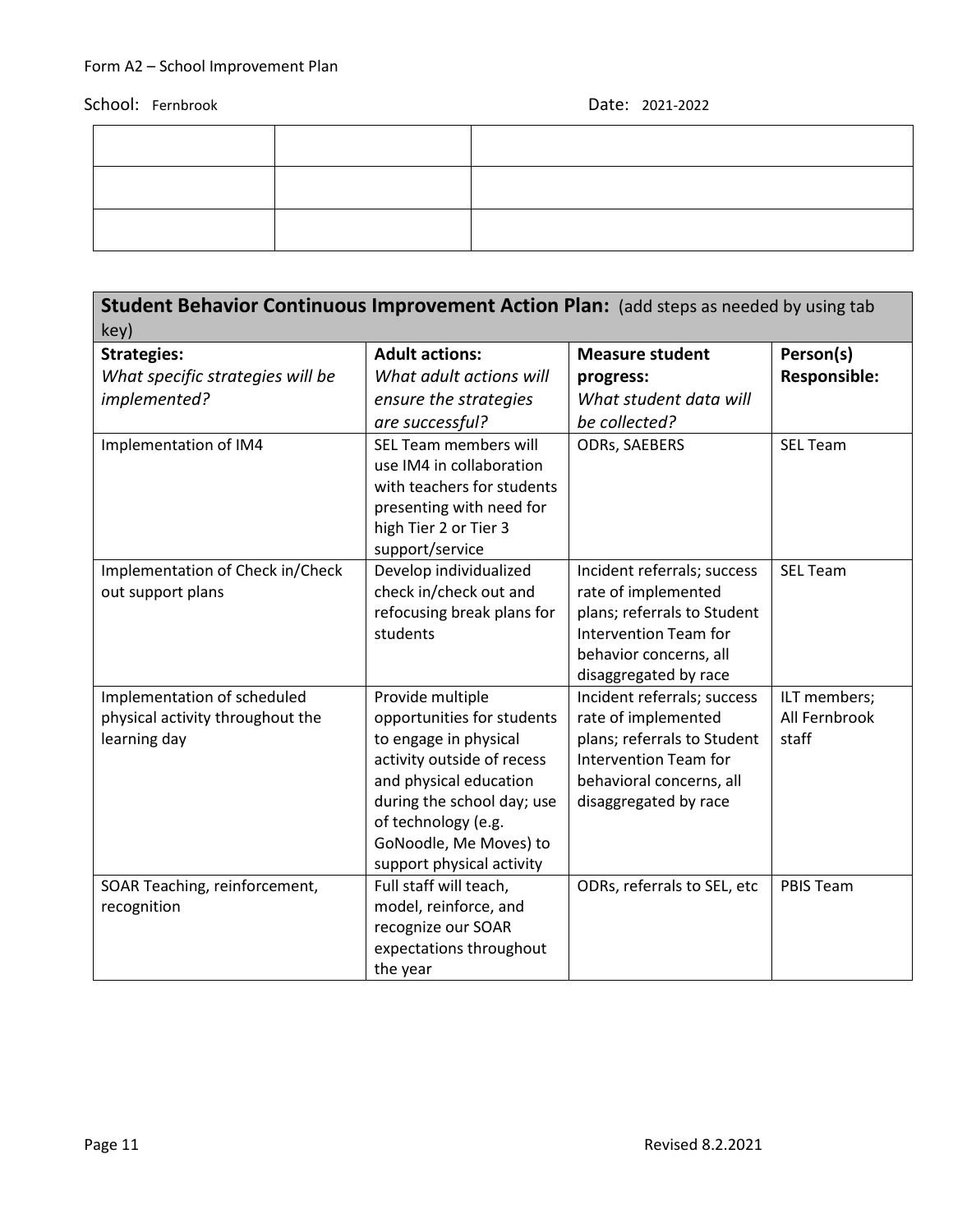Form A2 – School Improvement Plan

School: Fernbrook Date: 2021-2022

| | | |
|---|---|---|
| | | |
| | | |
| | | |

| **Student Behavior Continuous Improvement Action Plan:** (add steps as needed by using tab key) | | | |
|---|---|---|---|
| **Strategies:** *What specific strategies will be implemented?* | **Adult actions:** *What adult actions will ensure the strategies are successful?* | **Measure student progress:** *What student data will be collected?* | **Person(s) Responsible:** |
| Implementation of IM4 | SEL Team members will use IM4 in collaboration with teachers for students presenting with need for high Tier 2 or Tier 3 support/service | ODRs, SAEBERS | SEL Team |
| Implementation of Check in/Check out support plans | Develop individualized check in/check out and refocusing break plans for students | Incident referrals; success rate of implemented plans; referrals to Student Intervention Team for behavior concerns, all disaggregated by race | SEL Team |
| Implementation of scheduled physical activity throughout the learning day | Provide multiple opportunities for students to engage in physical activity outside of recess and physical education during the school day; use of technology (e.g. GoNoodle, Me Moves) to support physical activity | Incident referrals; success rate of implemented plans; referrals to Student Intervention Team for behavioral concerns, all disaggregated by race | ILT members; All Fernbrook staff |
| SOAR Teaching, reinforcement, recognition | Full staff will teach, model, reinforce, and recognize our SOAR expectations throughout the year | ODRs, referrals to SEL, etc | PBIS Team |

Revised 8.2.2021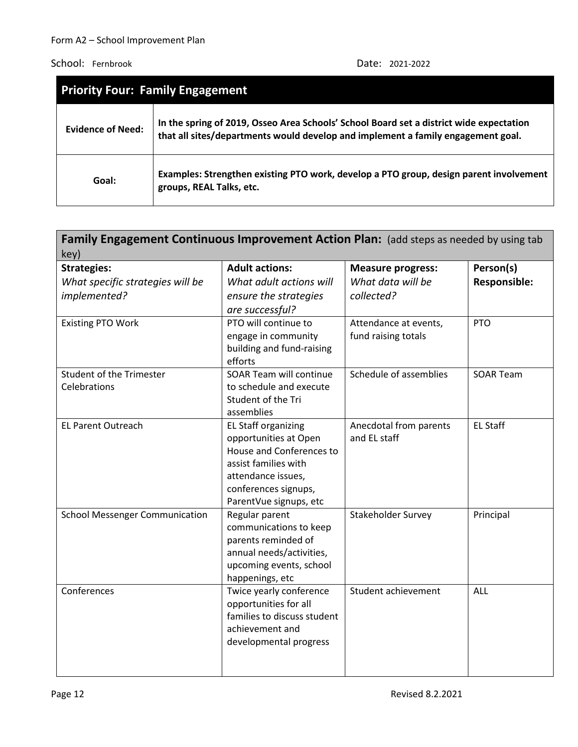Form A2 – School Improvement Plan

School: Fernbrook

Date: 2021-2022

| **Priority Four: Family Engagement** | |
|---|---|
| **Evidence of Need:** | **In the spring of 2019, Osseo Area Schools' School Board set a district wide expectation that all sites/departments would develop and implement a family engagement goal.** |
| **Goal:** | **Examples: Strengthen existing PTO work, develop a PTO group, design parent involvement groups, REAL Talks, etc.** |

**Family Engagement Continuous Improvement Action Plan:** (add steps as needed by using tab key)

| **Strategies:** *What specific strategies will be implemented?* | **Adult actions:** *What adult actions will ensure the strategies are successful?* | **Measure progress:** *What data will be collected?* | **Person(s) Responsible:** |
|---|---|---|---|
| Existing PTO Work | PTO will continue to engage in community building and fund-raising efforts | Attendance at events, fund raising totals | PTO |
| Student of the Trimester Celebrations | SOAR Team will continue to schedule and execute Student of the Tri assemblies | Schedule of assemblies | SOAR Team |
| EL Parent Outreach | EL Staff organizing opportunities at Open House and Conferences to assist families with attendance issues, conferences signups, ParentVue signups, etc | Anecdotal from parents and EL staff | EL Staff |
| School Messenger Communication | Regular parent communications to keep parents reminded of annual needs/activities, upcoming events, school happenings, etc | Stakeholder Survey | Principal |
| Conferences | Twice yearly conference opportunities for all families to discuss student achievement and developmental progress | Student achievement | ALL |

Revised 8.2.2021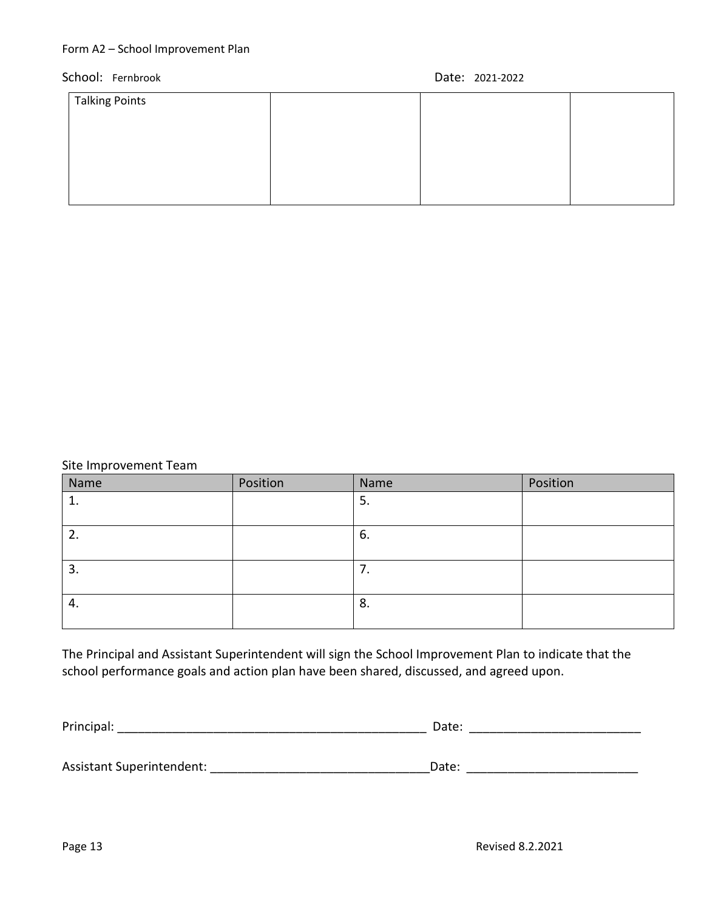Form A2 – School Improvement Plan

School: Fernbrook Date: 2021-2022

| | | | |
|---|---|---|---|
| Talking Points | | | |

Site Improvement Team

| Name | Position | Name | Position |
|---|---|---|---|
| 1. | | 5. | |
| 2. | | 6. | |
| 3. | | 7. | |
| 4. | | 8. | |

The Principal and Assistant Superintendent will sign the School Improvement Plan to indicate that the school performance goals and action plan have been shared, discussed, and agreed upon.

Principal: _______________________________________________ Date: _________________________

Assistant Superintendent: ________________________________Date: _________________________

Revised 8.2.2021